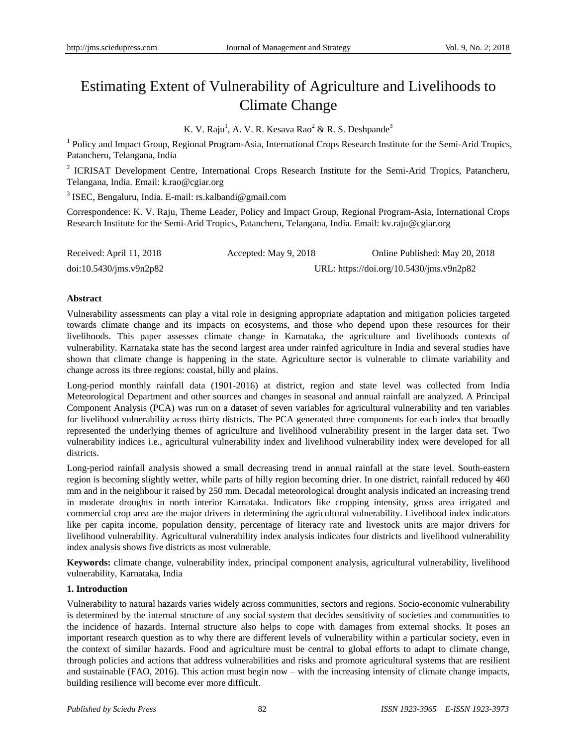# Estimating Extent of Vulnerability of Agriculture and Livelihoods to Climate Change

K. V. Raju[1], A. V. R. Kesava Rao[2] & R. S. Deshpande[3]

[1] Policy and Impact Group, Regional Program-Asia, International Crops Research Institute for the Semi-Arid Tropics, Patancheru, Telangana, India

[2] ICRISAT Development Centre, International Crops Research Institute for the Semi-Arid Tropics, Patancheru, Telangana, India. Email: k.rao@cgiar.org

[3] ISEC, Bengaluru, India. E-mail: rs.kalbandi@gmail.com

Correspondence: K. V. Raju, Theme Leader, Policy and Impact Group, Regional Program-Asia, International Crops Research Institute for the Semi-Arid Tropics, Patancheru, Telangana, India. Email: kv.raju@cgiar.org

Received: April 11, 2018 Accepted: May 9, 2018 Online Published: May 20, 2018

doi:10.5430/jms.v9n2p82 URL: https://doi.org/10.5430/jms.v9n2p82

**Abstract**

Vulnerability assessments can play a vital role in designing appropriate adaptation and mitigation policies targeted towards climate change and its impacts on ecosystems, and those who depend upon these resources for their livelihoods. This paper assesses climate change in Karnataka, the agriculture and livelihoods contexts of vulnerability. Karnataka state has the second largest area under rainfed agriculture in India and several studies have shown that climate change is happening in the state. Agriculture sector is vulnerable to climate variability and change across its three regions: coastal, hilly and plains.

Long-period monthly rainfall data (1901-2016) at district, region and state level was collected from India Meteorological Department and other sources and changes in seasonal and annual rainfall are analyzed. A Principal Component Analysis (PCA) was run on a dataset of seven variables for agricultural vulnerability and ten variables for livelihood vulnerability across thirty districts. The PCA generated three components for each index that broadly represented the underlying themes of agriculture and livelihood vulnerability present in the larger data set. Two vulnerability indices i.e., agricultural vulnerability index and livelihood vulnerability index were developed for all districts.

Long-period rainfall analysis showed a small decreasing trend in annual rainfall at the state level. South-eastern region is becoming slightly wetter, while parts of hilly region becoming drier. In one district, rainfall reduced by 460 mm and in the neighbour it raised by 250 mm. Decadal meteorological drought analysis indicated an increasing trend in moderate droughts in north interior Karnataka. Indicators like cropping intensity, gross area irrigated and commercial crop area are the major drivers in determining the agricultural vulnerability. Livelihood index indicators like per capita income, population density, percentage of literacy rate and livestock units are major drivers for livelihood vulnerability. Agricultural vulnerability index analysis indicates four districts and livelihood vulnerability index analysis shows five districts as most vulnerable.

**Keywords:** climate change, vulnerability index, principal component analysis, agricultural vulnerability, livelihood vulnerability, Karnataka, India

## 1. Introduction

Vulnerability to natural hazards varies widely across communities, sectors and regions. Socio-economic vulnerability is determined by the internal structure of any social system that decides sensitivity of societies and communities to the incidence of hazards. Internal structure also helps to cope with damages from external shocks. It poses an important research question as to why there are different levels of vulnerability within a particular society, even in the context of similar hazards. Food and agriculture must be central to global efforts to adapt to climate change, through policies and actions that address vulnerabilities and risks and promote agricultural systems that are resilient and sustainable (FAO, 2016). This action must begin now – with the increasing intensity of climate change impacts, building resilience will become ever more difficult.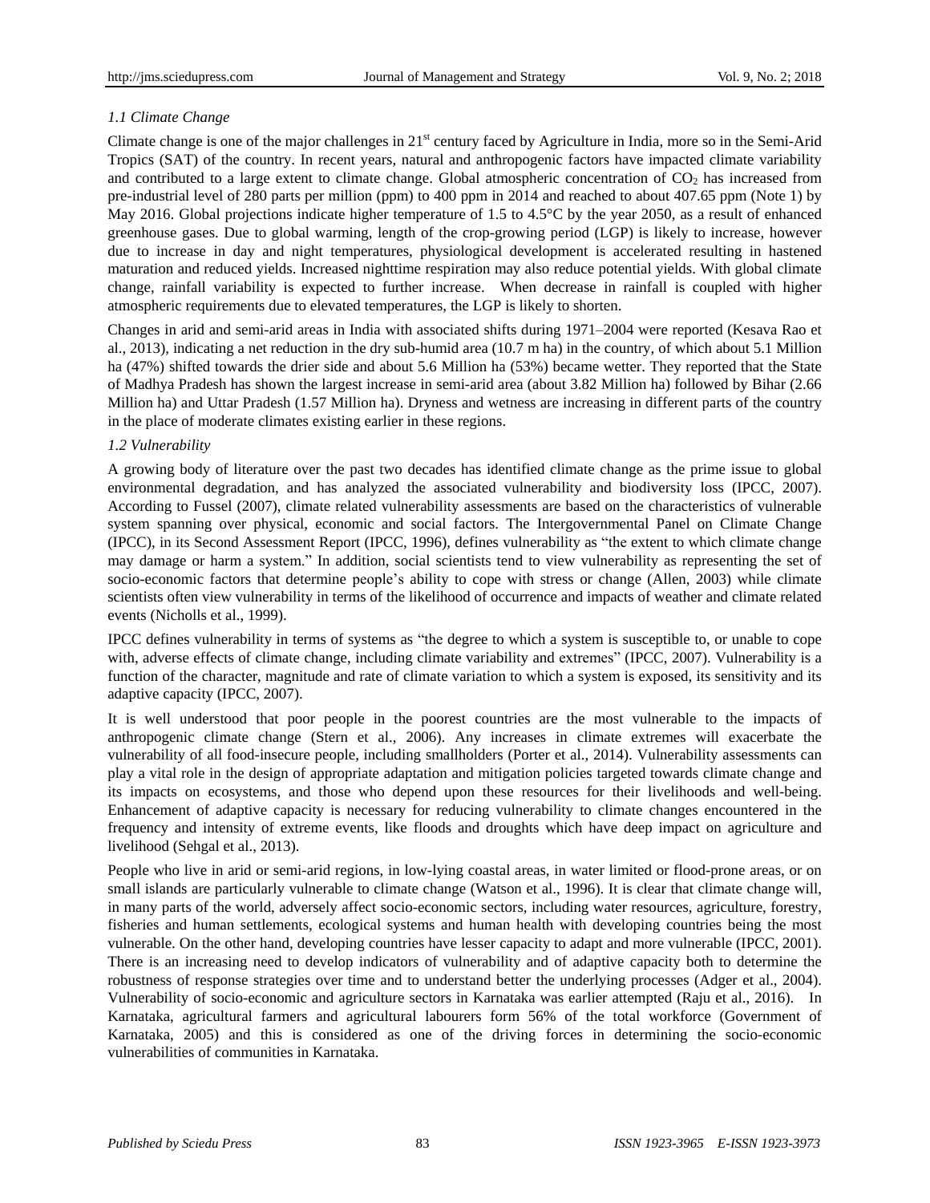### *1.1 Climate Change*

Climate change is one of the major challenges in 21st century faced by Agriculture in India, more so in the Semi-Arid Tropics (SAT) of the country. In recent years, natural and anthropogenic factors have impacted climate variability and contributed to a large extent to climate change. Global atmospheric concentration of $CO_2$ has increased from pre-industrial level of 280 parts per million (ppm) to 400 ppm in 2014 and reached to about 407.65 ppm (Note 1) by May 2016. Global projections indicate higher temperature of 1.5 to 4.5°C by the year 2050, as a result of enhanced greenhouse gases. Due to global warming, length of the crop-growing period (LGP) is likely to increase, however due to increase in day and night temperatures, physiological development is accelerated resulting in hastened maturation and reduced yields. Increased nighttime respiration may also reduce potential yields. With global climate change, rainfall variability is expected to further increase. When decrease in rainfall is coupled with higher atmospheric requirements due to elevated temperatures, the LGP is likely to shorten.

Changes in arid and semi-arid areas in India with associated shifts during 1971–2004 were reported (Kesava Rao et al., 2013), indicating a net reduction in the dry sub-humid area (10.7 m ha) in the country, of which about 5.1 Million ha (47%) shifted towards the drier side and about 5.6 Million ha (53%) became wetter. They reported that the State of Madhya Pradesh has shown the largest increase in semi-arid area (about 3.82 Million ha) followed by Bihar (2.66 Million ha) and Uttar Pradesh (1.57 Million ha). Dryness and wetness are increasing in different parts of the country in the place of moderate climates existing earlier in these regions.

### *1.2 Vulnerability*

A growing body of literature over the past two decades has identified climate change as the prime issue to global environmental degradation, and has analyzed the associated vulnerability and biodiversity loss (IPCC, 2007). According to Fussel (2007), climate related vulnerability assessments are based on the characteristics of vulnerable system spanning over physical, economic and social factors. The Intergovernmental Panel on Climate Change (IPCC), in its Second Assessment Report (IPCC, 1996), defines vulnerability as "the extent to which climate change may damage or harm a system." In addition, social scientists tend to view vulnerability as representing the set of socio-economic factors that determine people's ability to cope with stress or change (Allen, 2003) while climate scientists often view vulnerability in terms of the likelihood of occurrence and impacts of weather and climate related events (Nicholls et al., 1999).

IPCC defines vulnerability in terms of systems as "the degree to which a system is susceptible to, or unable to cope with, adverse effects of climate change, including climate variability and extremes" (IPCC, 2007). Vulnerability is a function of the character, magnitude and rate of climate variation to which a system is exposed, its sensitivity and its adaptive capacity (IPCC, 2007).

It is well understood that poor people in the poorest countries are the most vulnerable to the impacts of anthropogenic climate change (Stern et al., 2006). Any increases in climate extremes will exacerbate the vulnerability of all food-insecure people, including smallholders (Porter et al., 2014). Vulnerability assessments can play a vital role in the design of appropriate adaptation and mitigation policies targeted towards climate change and its impacts on ecosystems, and those who depend upon these resources for their livelihoods and well-being. Enhancement of adaptive capacity is necessary for reducing vulnerability to climate changes encountered in the frequency and intensity of extreme events, like floods and droughts which have deep impact on agriculture and livelihood (Sehgal et al., 2013).

People who live in arid or semi-arid regions, in low-lying coastal areas, in water limited or flood-prone areas, or on small islands are particularly vulnerable to climate change (Watson et al., 1996). It is clear that climate change will, in many parts of the world, adversely affect socio-economic sectors, including water resources, agriculture, forestry, fisheries and human settlements, ecological systems and human health with developing countries being the most vulnerable. On the other hand, developing countries have lesser capacity to adapt and more vulnerable (IPCC, 2001). There is an increasing need to develop indicators of vulnerability and of adaptive capacity both to determine the robustness of response strategies over time and to understand better the underlying processes (Adger et al., 2004). Vulnerability of socio-economic and agriculture sectors in Karnataka was earlier attempted (Raju et al., 2016). In Karnataka, agricultural farmers and agricultural labourers form 56% of the total workforce (Government of Karnataka, 2005) and this is considered as one of the driving forces in determining the socio-economic vulnerabilities of communities in Karnataka.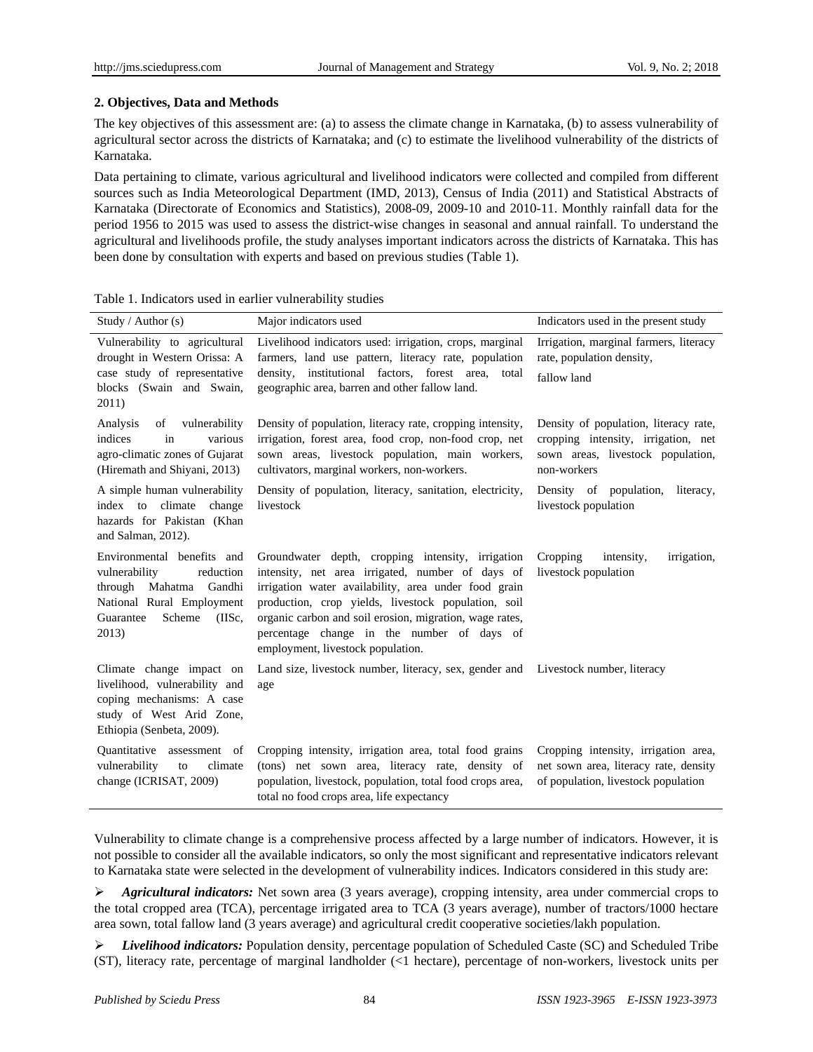## 2. Objectives, Data and Methods

The key objectives of this assessment are: (a) to assess the climate change in Karnataka, (b) to assess vulnerability of agricultural sector across the districts of Karnataka; and (c) to estimate the livelihood vulnerability of the districts of Karnataka.

Data pertaining to climate, various agricultural and livelihood indicators were collected and compiled from different sources such as India Meteorological Department (IMD, 2013), Census of India (2011) and Statistical Abstracts of Karnataka (Directorate of Economics and Statistics), 2008-09, 2009-10 and 2010-11. Monthly rainfall data for the period 1956 to 2015 was used to assess the district-wise changes in seasonal and annual rainfall. To understand the agricultural and livelihoods profile, the study analyses important indicators across the districts of Karnataka. This has been done by consultation with experts and based on previous studies (Table 1).

Table 1. Indicators used in earlier vulnerability studies

| Study / Author (s) | Major indicators used | Indicators used in the present study |
|---|---|---|
| Vulnerability to agricultural drought in Western Orissa: A case study of representative blocks (Swain and Swain, 2011) | Livelihood indicators used: irrigation, crops, marginal farmers, land use pattern, literacy rate, population density, institutional factors, forest area, total geographic area, barren and other fallow land. | Irrigation, marginal farmers, literacy rate, population density, fallow land |
| Analysis of vulnerability indices in various agro-climatic zones of Gujarat (Hiremath and Shiyani, 2013) | Density of population, literacy rate, cropping intensity, irrigation, forest area, food crop, non-food crop, net sown areas, livestock population, main workers, cultivators, marginal workers, non-workers. | Density of population, literacy rate, cropping intensity, irrigation, net sown areas, livestock population, non-workers |
| A simple human vulnerability index to climate change hazards for Pakistan (Khan and Salman, 2012). | Density of population, literacy, sanitation, electricity, livestock | Density of population, literacy, livestock population |
| Environmental benefits and vulnerability reduction through Mahatma Gandhi National Rural Employment Guarantee Scheme (IISc, 2013) | Groundwater depth, cropping intensity, irrigation intensity, net area irrigated, number of days of irrigation water availability, area under food grain production, crop yields, livestock population, soil organic carbon and soil erosion, migration, wage rates, percentage change in the number of days of employment, livestock population. | Cropping intensity, irrigation, livestock population |
| Climate change impact on livelihood, vulnerability and coping mechanisms: A case study of West Arid Zone, Ethiopia (Senbeta, 2009). | Land size, livestock number, literacy, sex, gender and age | Livestock number, literacy |
| Quantitative assessment of vulnerability to climate change (ICRISAT, 2009) | Cropping intensity, irrigation area, total food grains (tons) net sown area, literacy rate, density of population, livestock, population, total food crops area, total no food crops area, life expectancy | Cropping intensity, irrigation area, net sown area, literacy rate, density of population, livestock population |

Vulnerability to climate change is a comprehensive process affected by a large number of indicators. However, it is not possible to consider all the available indicators, so only the most significant and representative indicators relevant to Karnataka state were selected in the development of vulnerability indices. Indicators considered in this study are:

- ***Agricultural indicators:*** Net sown area (3 years average), cropping intensity, area under commercial crops to the total cropped area (TCA), percentage irrigated area to TCA (3 years average), number of tractors/1000 hectare area sown, total fallow land (3 years average) and agricultural credit cooperative societies/lakh population.

- ***Livelihood indicators:*** Population density, percentage population of Scheduled Caste (SC) and Scheduled Tribe (ST), literacy rate, percentage of marginal landholder (<1 hectare), percentage of non-workers, livestock units per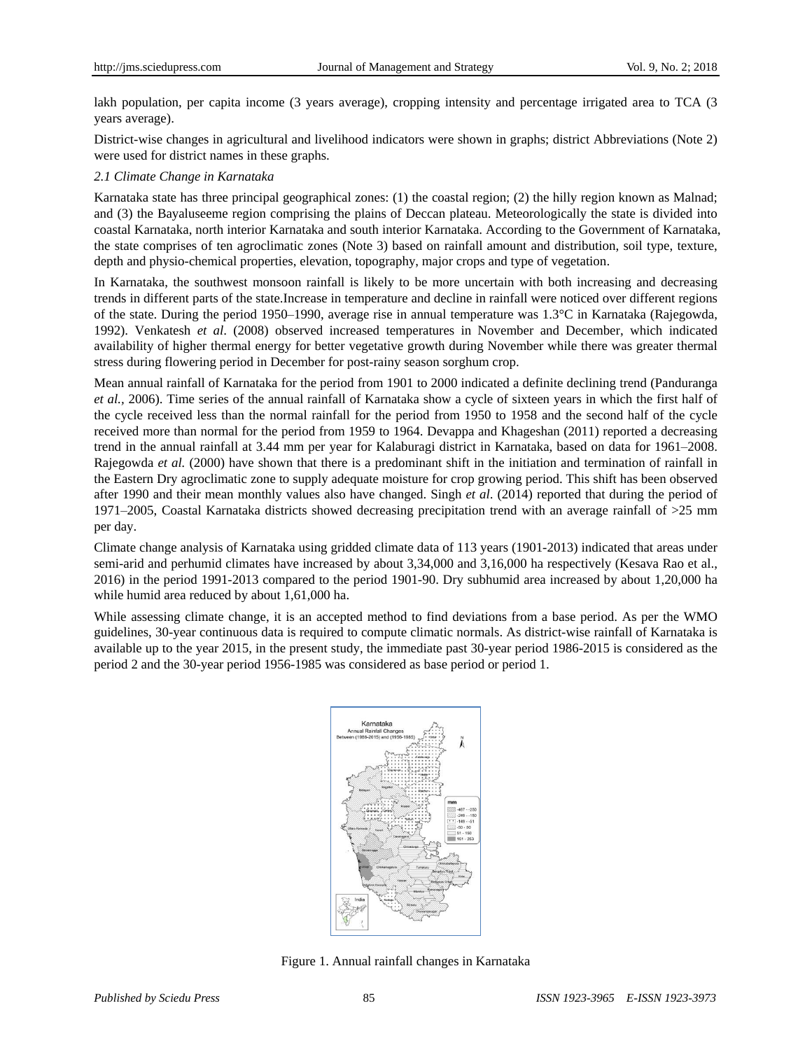lakh population, per capita income (3 years average), cropping intensity and percentage irrigated area to TCA (3 years average).

District-wise changes in agricultural and livelihood indicators were shown in graphs; district Abbreviations (Note 2) were used for district names in these graphs.

### *2.1 Climate Change in Karnataka*

Karnataka state has three principal geographical zones: (1) the coastal region; (2) the hilly region known as Malnad; and (3) the Bayaluseeme region comprising the plains of Deccan plateau. Meteorologically the state is divided into coastal Karnataka, north interior Karnataka and south interior Karnataka. According to the Government of Karnataka, the state comprises of ten agroclimatic zones (Note 3) based on rainfall amount and distribution, soil type, texture, depth and physio-chemical properties, elevation, topography, major crops and type of vegetation.

In Karnataka, the southwest monsoon rainfall is likely to be more uncertain with both increasing and decreasing trends in different parts of the state.Increase in temperature and decline in rainfall were noticed over different regions of the state. During the period 1950–1990, average rise in annual temperature was 1.3°C in Karnataka (Rajegowda, 1992). Venkatesh *et al*. (2008) observed increased temperatures in November and December, which indicated availability of higher thermal energy for better vegetative growth during November while there was greater thermal stress during flowering period in December for post-rainy season sorghum crop.

Mean annual rainfall of Karnataka for the period from 1901 to 2000 indicated a definite declining trend (Panduranga *et al.,* 2006). Time series of the annual rainfall of Karnataka show a cycle of sixteen years in which the first half of the cycle received less than the normal rainfall for the period from 1950 to 1958 and the second half of the cycle received more than normal for the period from 1959 to 1964. Devappa and Khageshan (2011) reported a decreasing trend in the annual rainfall at 3.44 mm per year for Kalaburagi district in Karnataka, based on data for 1961–2008. Rajegowda *et al.* (2000) have shown that there is a predominant shift in the initiation and termination of rainfall in the Eastern Dry agroclimatic zone to supply adequate moisture for crop growing period. This shift has been observed after 1990 and their mean monthly values also have changed. Singh *et al*. (2014) reported that during the period of 1971–2005, Coastal Karnataka districts showed decreasing precipitation trend with an average rainfall of >25 mm per day.

Climate change analysis of Karnataka using gridded climate data of 113 years (1901-2013) indicated that areas under semi-arid and perhumid climates have increased by about 3,34,000 and 3,16,000 ha respectively (Kesava Rao et al., 2016) in the period 1991-2013 compared to the period 1901-90. Dry subhumid area increased by about 1,20,000 ha while humid area reduced by about 1,61,000 ha.

While assessing climate change, it is an accepted method to find deviations from a base period. As per the WMO guidelines, 30-year continuous data is required to compute climatic normals. As district-wise rainfall of Karnataka is available up to the year 2015, in the present study, the immediate past 30-year period 1986-2015 is considered as the period 2 and the 30-year period 1956-1985 was considered as base period or period 1.

Figure 1. Annual rainfall changes in Karnataka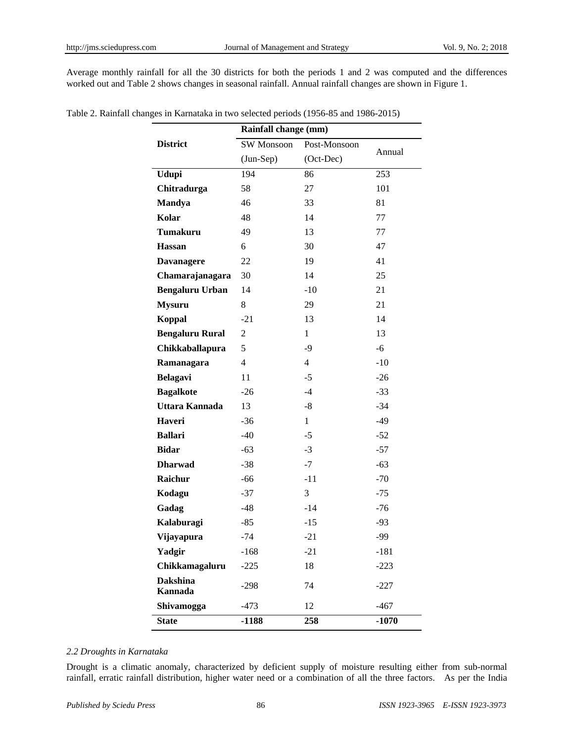Average monthly rainfall for all the 30 districts for both the periods 1 and 2 was computed and the differences worked out and Table 2 shows changes in seasonal rainfall. Annual rainfall changes are shown in Figure 1.

Table 2. Rainfall changes in Karnataka in two selected periods (1956-85 and 1986-2015)

| District | Rainfall change (mm) | | |
|---|---|---|---|
| | SW Monsoon (Jun-Sep) | Post-Monsoon (Oct-Dec) | Annual |
| **Udupi** | 194 | 86 | 253 |
| **Chitradurga** | 58 | 27 | 101 |
| **Mandya** | 46 | 33 | 81 |
| **Kolar** | 48 | 14 | 77 |
| **Tumakuru** | 49 | 13 | 77 |
| **Hassan** | 6 | 30 | 47 |
| **Davanagere** | 22 | 19 | 41 |
| **Chamarajanagara** | 30 | 14 | 25 |
| **Bengaluru Urban** | 14 | -10 | 21 |
| **Mysuru** | 8 | 29 | 21 |
| **Koppal** | -21 | 13 | 14 |
| **Bengaluru Rural** | 2 | 1 | 13 |
| **Chikkaballapura** | 5 | -9 | -6 |
| **Ramanagara** | 4 | 4 | -10 |
| **Belagavi** | 11 | -5 | -26 |
| **Bagalkote** | -26 | -4 | -33 |
| **Uttara Kannada** | 13 | -8 | -34 |
| **Haveri** | -36 | 1 | -49 |
| **Ballari** | -40 | -5 | -52 |
| **Bidar** | -63 | -3 | -57 |
| **Dharwad** | -38 | -7 | -63 |
| **Raichur** | -66 | -11 | -70 |
| **Kodagu** | -37 | 3 | -75 |
| **Gadag** | -48 | -14 | -76 |
| **Kalaburagi** | -85 | -15 | -93 |
| **Vijayapura** | -74 | -21 | -99 |
| **Yadgir** | -168 | -21 | -181 |
| **Chikkamagaluru** | -225 | 18 | -223 |
| **Dakshina Kannada** | -298 | 74 | -227 |
| **Shivamogga** | -473 | 12 | -467 |
| **State** | **-1188** | **258** | **-1070** |

### *2.2 Droughts in Karnataka*

Drought is a climatic anomaly, characterized by deficient supply of moisture resulting either from sub-normal rainfall, erratic rainfall distribution, higher water need or a combination of all the three factors. As per the India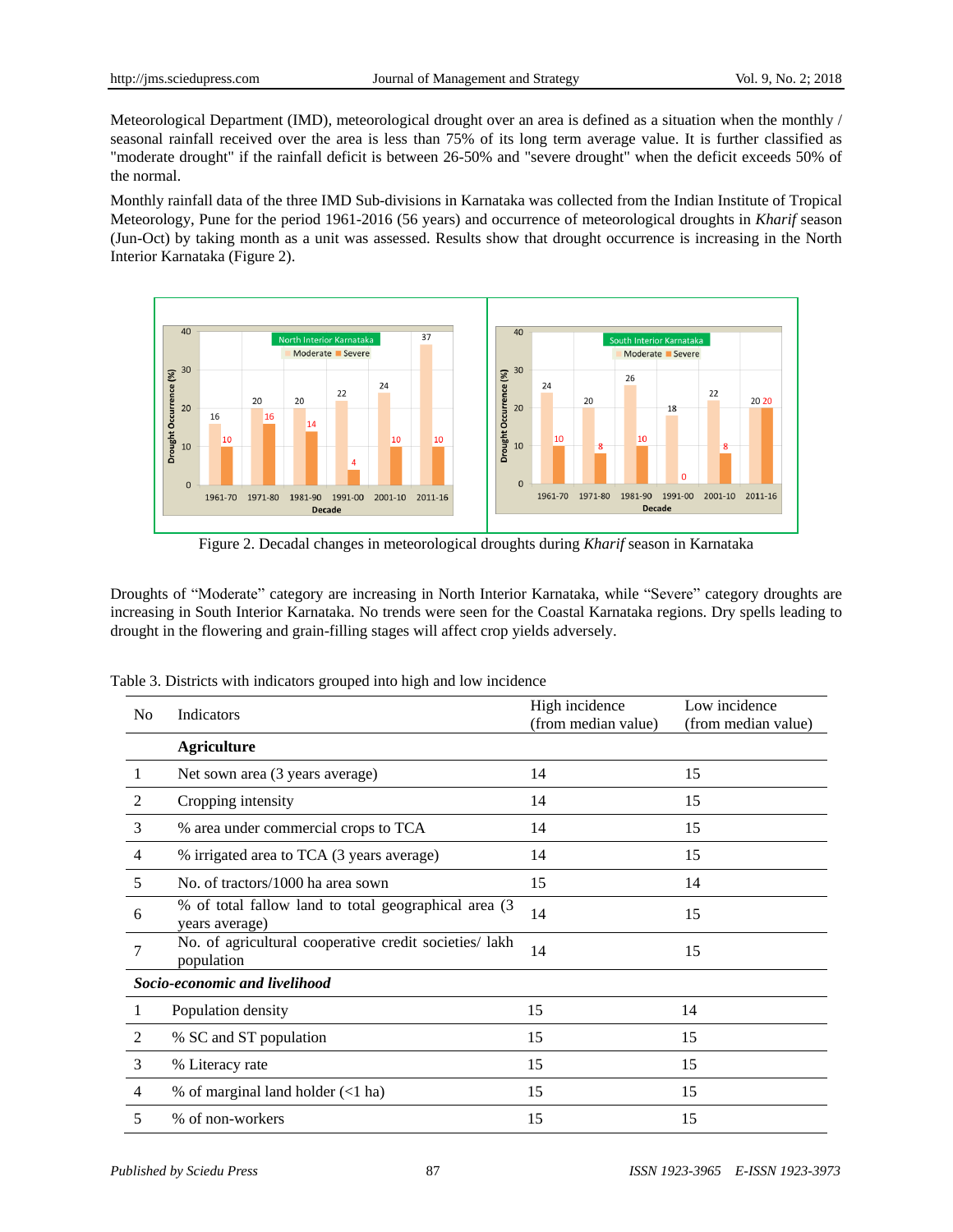Meteorological Department (IMD), meteorological drought over an area is defined as a situation when the monthly / seasonal rainfall received over the area is less than 75% of its long term average value. It is further classified as "moderate drought" if the rainfall deficit is between 26-50% and "severe drought" when the deficit exceeds 50% of the normal.

Monthly rainfall data of the three IMD Sub-divisions in Karnataka was collected from the Indian Institute of Tropical Meteorology, Pune for the period 1961-2016 (56 years) and occurrence of meteorological droughts in *Kharif* season (Jun-Oct) by taking month as a unit was assessed. Results show that drought occurrence is increasing in the North Interior Karnataka (Figure 2).

Figure 2. Decadal changes in meteorological droughts during *Kharif* season in Karnataka

Droughts of "Moderate" category are increasing in North Interior Karnataka, while "Severe" category droughts are increasing in South Interior Karnataka. No trends were seen for the Coastal Karnataka regions. Dry spells leading to drought in the flowering and grain-filling stages will affect crop yields adversely.

Table 3. Districts with indicators grouped into high and low incidence

| No | Indicators | High incidence (from median value) | Low incidence (from median value) |
|---|---|---|---|
| | **Agriculture** | | |
| 1 | Net sown area (3 years average) | 14 | 15 |
| 2 | Cropping intensity | 14 | 15 |
| 3 | % area under commercial crops to TCA | 14 | 15 |
| 4 | % irrigated area to TCA (3 years average) | 14 | 15 |
| 5 | No. of tractors/1000 ha area sown | 15 | 14 |
| 6 | % of total fallow land to total geographical area (3 years average) | 14 | 15 |
| 7 | No. of agricultural cooperative credit societies/ lakh population | 14 | 15 |
| ***Socio-economic and livelihood*** | | | |
| 1 | Population density | 15 | 14 |
| 2 | % SC and ST population | 15 | 15 |
| 3 | % Literacy rate | 15 | 15 |
| 4 | % of marginal land holder (<1 ha) | 15 | 15 |
| 5 | % of non-workers | 15 | 15 |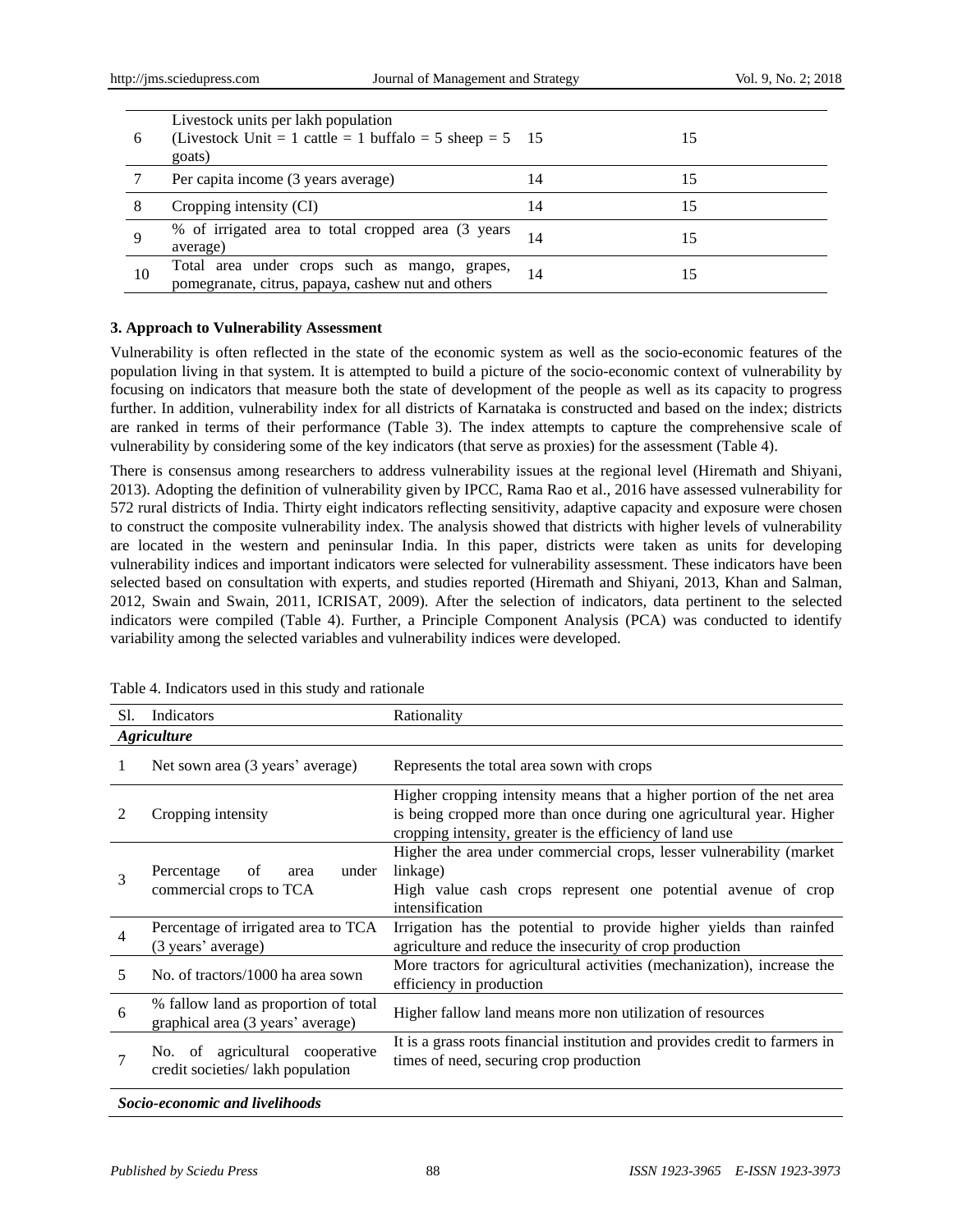| 6 | Livestock units per lakh population (Livestock Unit = 1 cattle = 1 buffalo = 5 sheep = 5 goats) | 15 | 15 |
|---|---|---|---|
| 7 | Per capita income (3 years average) | 14 | 15 |
| 8 | Cropping intensity (CI) | 14 | 15 |
| 9 | % of irrigated area to total cropped area (3 years average) | 14 | 15 |
| 10 | Total area under crops such as mango, grapes, pomegranate, citrus, papaya, cashew nut and others | 14 | 15 |

### 3. Approach to Vulnerability Assessment

Vulnerability is often reflected in the state of the economic system as well as the socio-economic features of the population living in that system. It is attempted to build a picture of the socio-economic context of vulnerability by focusing on indicators that measure both the state of development of the people as well as its capacity to progress further. In addition, vulnerability index for all districts of Karnataka is constructed and based on the index; districts are ranked in terms of their performance (Table 3). The index attempts to capture the comprehensive scale of vulnerability by considering some of the key indicators (that serve as proxies) for the assessment (Table 4).

There is consensus among researchers to address vulnerability issues at the regional level (Hiremath and Shiyani, 2013). Adopting the definition of vulnerability given by IPCC, Rama Rao et al., 2016 have assessed vulnerability for 572 rural districts of India. Thirty eight indicators reflecting sensitivity, adaptive capacity and exposure were chosen to construct the composite vulnerability index. The analysis showed that districts with higher levels of vulnerability are located in the western and peninsular India. In this paper, districts were taken as units for developing vulnerability indices and important indicators were selected for vulnerability assessment. These indicators have been selected based on consultation with experts, and studies reported (Hiremath and Shiyani, 2013, Khan and Salman, 2012, Swain and Swain, 2011, ICRISAT, 2009). After the selection of indicators, data pertinent to the selected indicators were compiled (Table 4). Further, a Principle Component Analysis (PCA) was conducted to identify variability among the selected variables and vulnerability indices were developed.

Table 4. Indicators used in this study and rationale

| Sl. | Indicators | Rationality |
|---|---|---|
| ***Agriculture*** | | |
| 1 | Net sown area (3 years' average) | Represents the total area sown with crops |
| 2 | Cropping intensity | Higher cropping intensity means that a higher portion of the net area is being cropped more than once during one agricultural year. Higher cropping intensity, greater is the efficiency of land use |
| 3 | Percentage of area under commercial crops to TCA | Higher the area under commercial crops, lesser vulnerability (market linkage) High value cash crops represent one potential avenue of crop intensification |
| 4 | Percentage of irrigated area to TCA (3 years' average) | Irrigation has the potential to provide higher yields than rainfed agriculture and reduce the insecurity of crop production |
| 5 | No. of tractors/1000 ha area sown | More tractors for agricultural activities (mechanization), increase the efficiency in production |
| 6 | % fallow land as proportion of total graphical area (3 years' average) | Higher fallow land means more non utilization of resources |
| 7 | No. of agricultural cooperative credit societies/ lakh population | It is a grass roots financial institution and provides credit to farmers in times of need, securing crop production |
| ***Socio-economic and livelihoods*** | | |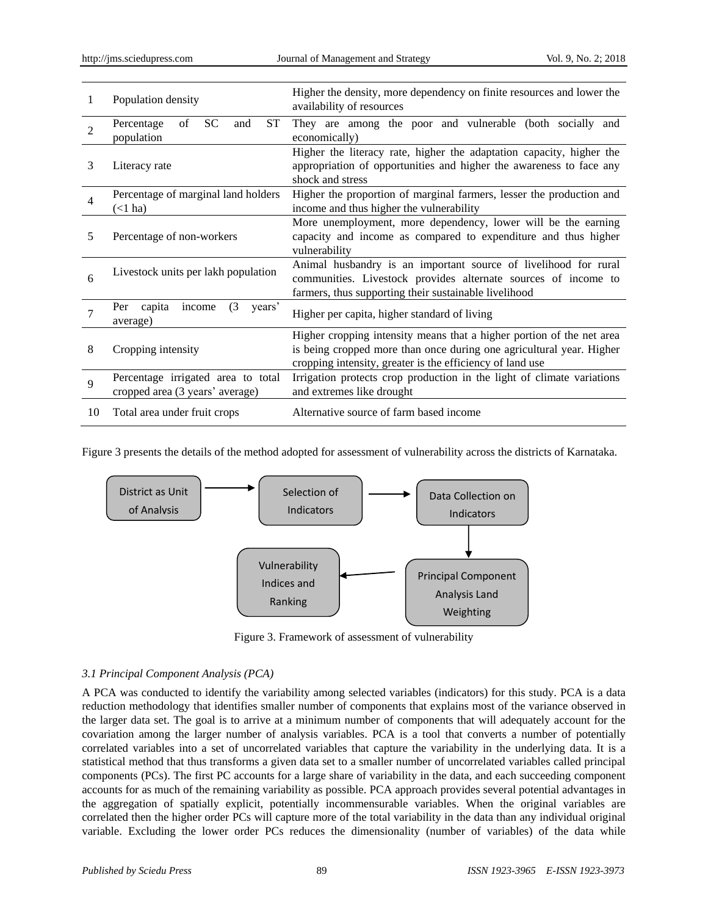| | | |
|---|---|---|
| 1 | Population density | Higher the density, more dependency on finite resources and lower the availability of resources |
| 2 | Percentage of SC and ST population | They are among the poor and vulnerable (both socially and economically) |
| 3 | Literacy rate | Higher the literacy rate, higher the adaptation capacity, higher the appropriation of opportunities and higher the awareness to face any shock and stress |
| 4 | Percentage of marginal land holders (<1 ha) | Higher the proportion of marginal farmers, lesser the production and income and thus higher the vulnerability |
| 5 | Percentage of non-workers | More unemployment, more dependency, lower will be the earning capacity and income as compared to expenditure and thus higher vulnerability |
| 6 | Livestock units per lakh population | Animal husbandry is an important source of livelihood for rural communities. Livestock provides alternate sources of income to farmers, thus supporting their sustainable livelihood |
| 7 | Per capita income (3 years' average) | Higher per capita, higher standard of living |
| 8 | Cropping intensity | Higher cropping intensity means that a higher portion of the net area is being cropped more than once during one agricultural year. Higher cropping intensity, greater is the efficiency of land use |
| 9 | Percentage irrigated area to total cropped area (3 years' average) | Irrigation protects crop production in the light of climate variations and extremes like drought |
| 10 | Total area under fruit crops | Alternative source of farm based income |

Figure 3 presents the details of the method adopted for assessment of vulnerability across the districts of Karnataka.

District as Unit of Analysis → Selection of Indicators → Data Collection on Indicators → Principal Component Analysis Land Weighting → Vulnerability Indices and Ranking

Figure 3. Framework of assessment of vulnerability

### *3.1 Principal Component Analysis (PCA)*

A PCA was conducted to identify the variability among selected variables (indicators) for this study. PCA is a data reduction methodology that identifies smaller number of components that explains most of the variance observed in the larger data set. The goal is to arrive at a minimum number of components that will adequately account for the covariation among the larger number of analysis variables. PCA is a tool that converts a number of potentially correlated variables into a set of uncorrelated variables that capture the variability in the underlying data. It is a statistical method that thus transforms a given data set to a smaller number of uncorrelated variables called principal components (PCs). The first PC accounts for a large share of variability in the data, and each succeeding component accounts for as much of the remaining variability as possible. PCA approach provides several potential advantages in the aggregation of spatially explicit, potentially incommensurable variables. When the original variables are correlated then the higher order PCs will capture more of the total variability in the data than any individual original variable. Excluding the lower order PCs reduces the dimensionality (number of variables) of the data while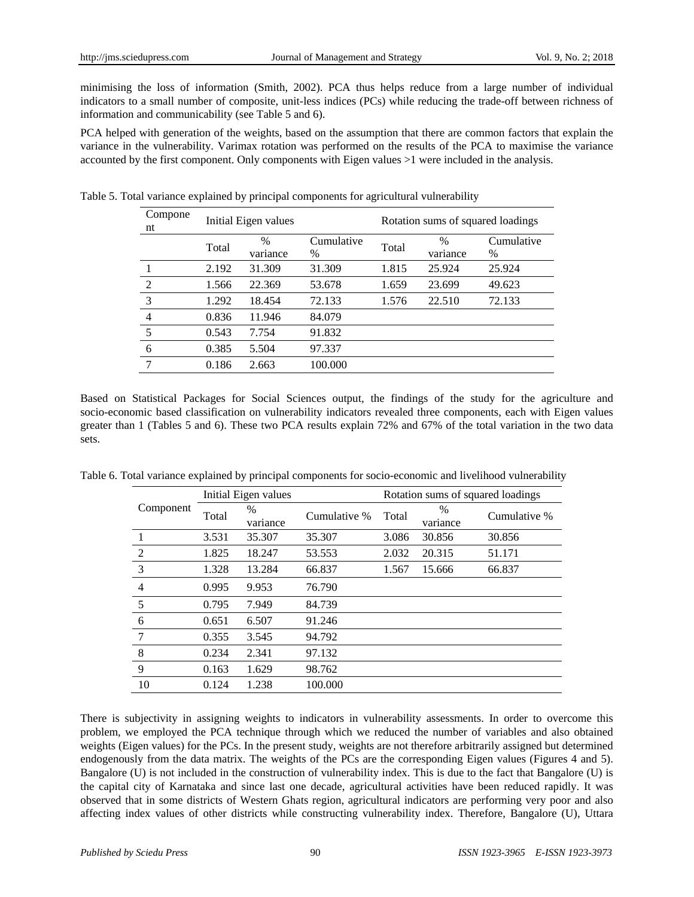minimising the loss of information (Smith, 2002). PCA thus helps reduce from a large number of individual indicators to a small number of composite, unit-less indices (PCs) while reducing the trade-off between richness of information and communicability (see Table 5 and 6).

PCA helped with generation of the weights, based on the assumption that there are common factors that explain the variance in the vulnerability. Varimax rotation was performed on the results of the PCA to maximise the variance accounted by the first component. Only components with Eigen values >1 were included in the analysis.

Table 5. Total variance explained by principal components for agricultural vulnerability

| Component | Initial Eigen values | | | Rotation sums of squared loadings | | |
|---|---|---|---|---|---|---|
| | Total | % variance | Cumulative % | Total | % variance | Cumulative % |
| 1 | 2.192 | 31.309 | 31.309 | 1.815 | 25.924 | 25.924 |
| 2 | 1.566 | 22.369 | 53.678 | 1.659 | 23.699 | 49.623 |
| 3 | 1.292 | 18.454 | 72.133 | 1.576 | 22.510 | 72.133 |
| 4 | 0.836 | 11.946 | 84.079 | | | |
| 5 | 0.543 | 7.754 | 91.832 | | | |
| 6 | 0.385 | 5.504 | 97.337 | | | |
| 7 | 0.186 | 2.663 | 100.000 | | | |

Based on Statistical Packages for Social Sciences output, the findings of the study for the agriculture and socio-economic based classification on vulnerability indicators revealed three components, each with Eigen values greater than 1 (Tables 5 and 6). These two PCA results explain 72% and 67% of the total variation in the two data sets.

Table 6. Total variance explained by principal components for socio-economic and livelihood vulnerability

| Component | Initial Eigen values | | | Rotation sums of squared loadings | | |
|---|---|---|---|---|---|---|
| | Total | % variance | Cumulative % | Total | % variance | Cumulative % |
| 1 | 3.531 | 35.307 | 35.307 | 3.086 | 30.856 | 30.856 |
| 2 | 1.825 | 18.247 | 53.553 | 2.032 | 20.315 | 51.171 |
| 3 | 1.328 | 13.284 | 66.837 | 1.567 | 15.666 | 66.837 |
| 4 | 0.995 | 9.953 | 76.790 | | | |
| 5 | 0.795 | 7.949 | 84.739 | | | |
| 6 | 0.651 | 6.507 | 91.246 | | | |
| 7 | 0.355 | 3.545 | 94.792 | | | |
| 8 | 0.234 | 2.341 | 97.132 | | | |
| 9 | 0.163 | 1.629 | 98.762 | | | |
| 10 | 0.124 | 1.238 | 100.000 | | | |

There is subjectivity in assigning weights to indicators in vulnerability assessments. In order to overcome this problem, we employed the PCA technique through which we reduced the number of variables and also obtained weights (Eigen values) for the PCs. In the present study, weights are not therefore arbitrarily assigned but determined endogenously from the data matrix. The weights of the PCs are the corresponding Eigen values (Figures 4 and 5). Bangalore (U) is not included in the construction of vulnerability index. This is due to the fact that Bangalore (U) is the capital city of Karnataka and since last one decade, agricultural activities have been reduced rapidly. It was observed that in some districts of Western Ghats region, agricultural indicators are performing very poor and also affecting index values of other districts while constructing vulnerability index. Therefore, Bangalore (U), Uttara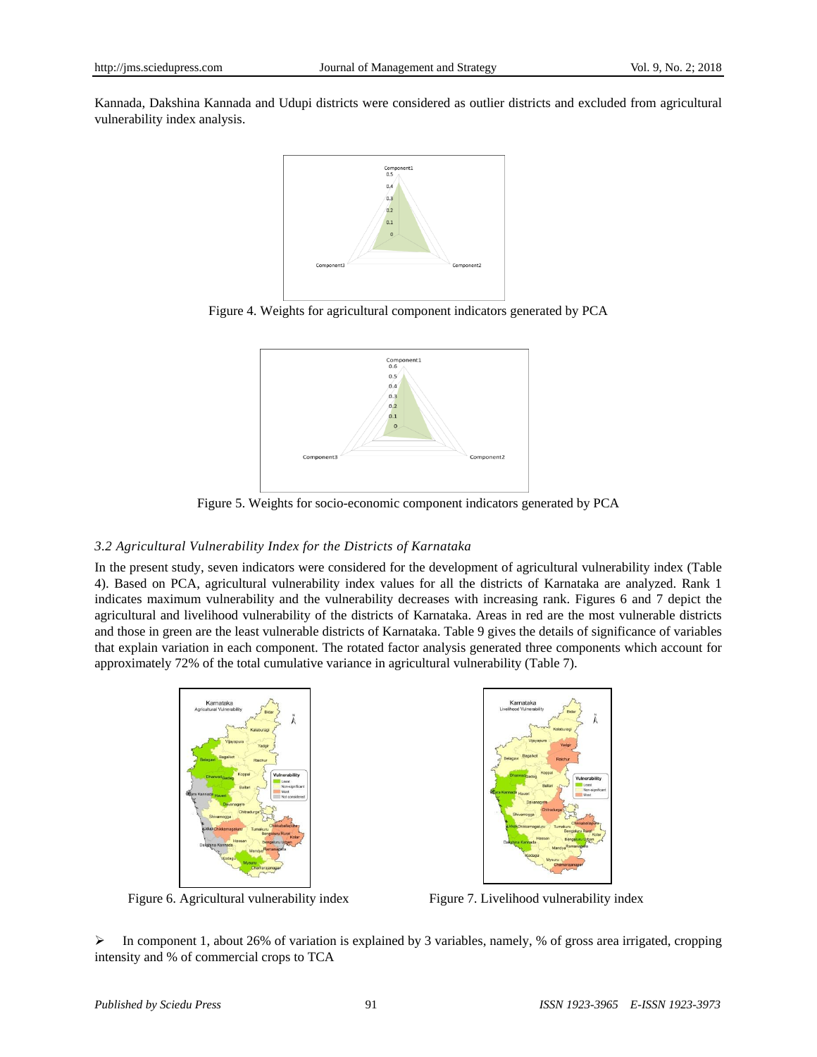Kannada, Dakshina Kannada and Udupi districts were considered as outlier districts and excluded from agricultural vulnerability index analysis.

Figure 4. Weights for agricultural component indicators generated by PCA

Figure 5. Weights for socio-economic component indicators generated by PCA

### *3.2 Agricultural Vulnerability Index for the Districts of Karnataka*

In the present study, seven indicators were considered for the development of agricultural vulnerability index (Table 4). Based on PCA, agricultural vulnerability index values for all the districts of Karnataka are analyzed. Rank 1 indicates maximum vulnerability and the vulnerability decreases with increasing rank. Figures 6 and 7 depict the agricultural and livelihood vulnerability of the districts of Karnataka. Areas in red are the most vulnerable districts and those in green are the least vulnerable districts of Karnataka. Table 9 gives the details of significance of variables that explain variation in each component. The rotated factor analysis generated three components which account for approximately 72% of the total cumulative variance in agricultural vulnerability (Table 7).

Figure 6. Agricultural vulnerability index

Figure 7. Livelihood vulnerability index

- In component 1, about 26% of variation is explained by 3 variables, namely, % of gross area irrigated, cropping intensity and % of commercial crops to TCA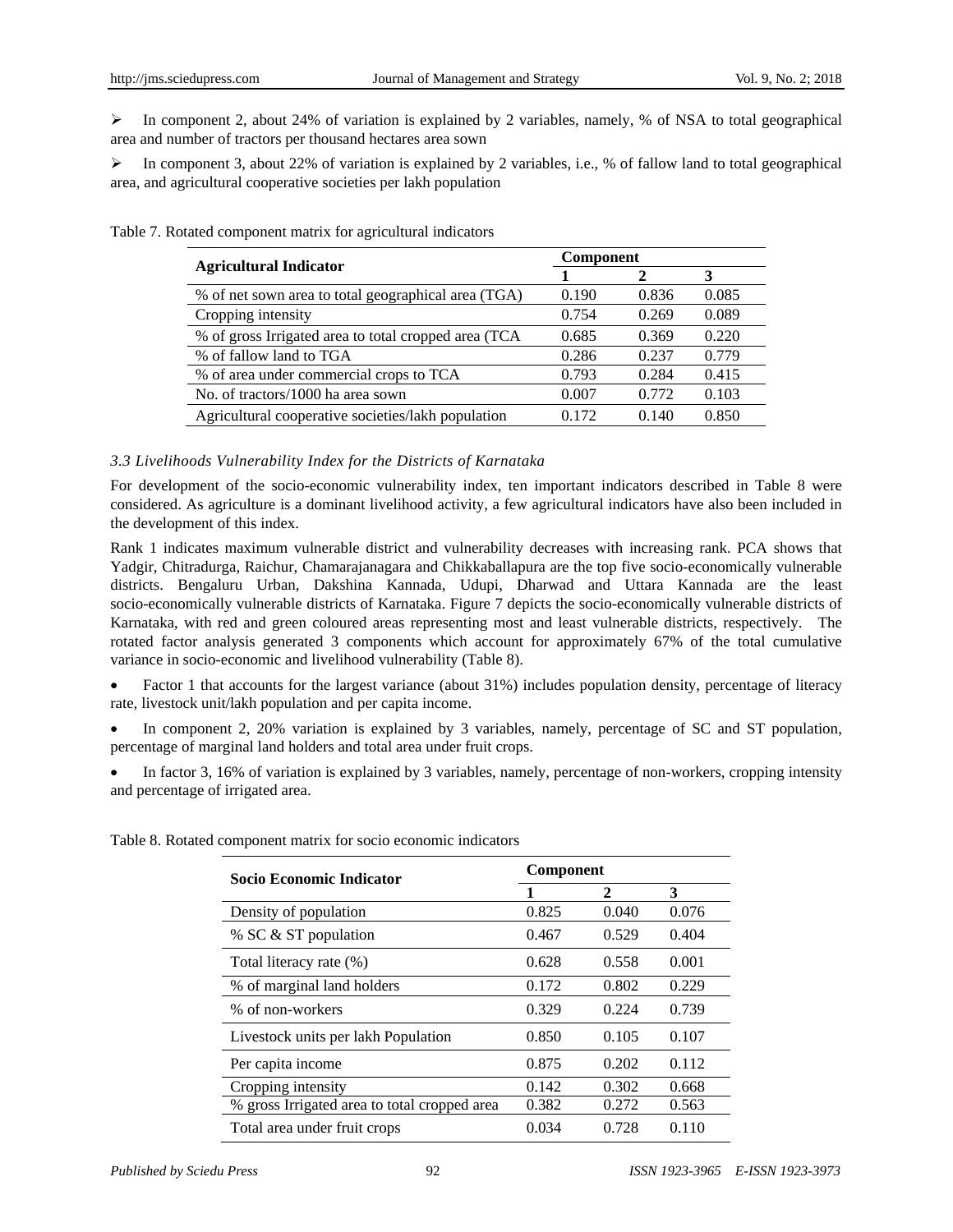- In component 2, about 24% of variation is explained by 2 variables, namely, % of NSA to total geographical area and number of tractors per thousand hectares area sown

- In component 3, about 22% of variation is explained by 2 variables, i.e., % of fallow land to total geographical area, and agricultural cooperative societies per lakh population

Table 7. Rotated component matrix for agricultural indicators

| **Agricultural Indicator** | **Component** | | |
|---|---|---|---|
| | **1** | **2** | **3** |
| % of net sown area to total geographical area (TGA) | 0.190 | 0.836 | 0.085 |
| Cropping intensity | 0.754 | 0.269 | 0.089 |
| % of gross Irrigated area to total cropped area (TCA | 0.685 | 0.369 | 0.220 |
| % of fallow land to TGA | 0.286 | 0.237 | 0.779 |
| % of area under commercial crops to TCA | 0.793 | 0.284 | 0.415 |
| No. of tractors/1000 ha area sown | 0.007 | 0.772 | 0.103 |
| Agricultural cooperative societies/lakh population | 0.172 | 0.140 | 0.850 |

### *3.3 Livelihoods Vulnerability Index for the Districts of Karnataka*

For development of the socio-economic vulnerability index, ten important indicators described in Table 8 were considered. As agriculture is a dominant livelihood activity, a few agricultural indicators have also been included in the development of this index.

Rank 1 indicates maximum vulnerable district and vulnerability decreases with increasing rank. PCA shows that Yadgir, Chitradurga, Raichur, Chamarajanagara and Chikkaballapura are the top five socio-economically vulnerable districts. Bengaluru Urban, Dakshina Kannada, Udupi, Dharwad and Uttara Kannada are the least socio-economically vulnerable districts of Karnataka. Figure 7 depicts the socio-economically vulnerable districts of Karnataka, with red and green coloured areas representing most and least vulnerable districts, respectively. The rotated factor analysis generated 3 components which account for approximately 67% of the total cumulative variance in socio-economic and livelihood vulnerability (Table 8).

- Factor 1 that accounts for the largest variance (about 31%) includes population density, percentage of literacy rate, livestock unit/lakh population and per capita income.

- In component 2, 20% variation is explained by 3 variables, namely, percentage of SC and ST population, percentage of marginal land holders and total area under fruit crops.

- In factor 3, 16% of variation is explained by 3 variables, namely, percentage of non-workers, cropping intensity and percentage of irrigated area.

Table 8. Rotated component matrix for socio economic indicators

| **Socio Economic Indicator** | **Component** | | |
|---|---|---|---|
| | **1** | **2** | **3** |
| Density of population | 0.825 | 0.040 | 0.076 |
| % SC & ST population | 0.467 | 0.529 | 0.404 |
| Total literacy rate (%) | 0.628 | 0.558 | 0.001 |
| % of marginal land holders | 0.172 | 0.802 | 0.229 |
| % of non-workers | 0.329 | 0.224 | 0.739 |
| Livestock units per lakh Population | 0.850 | 0.105 | 0.107 |
| Per capita income | 0.875 | 0.202 | 0.112 |
| Cropping intensity | 0.142 | 0.302 | 0.668 |
| % gross Irrigated area to total cropped area | 0.382 | 0.272 | 0.563 |
| Total area under fruit crops | 0.034 | 0.728 | 0.110 |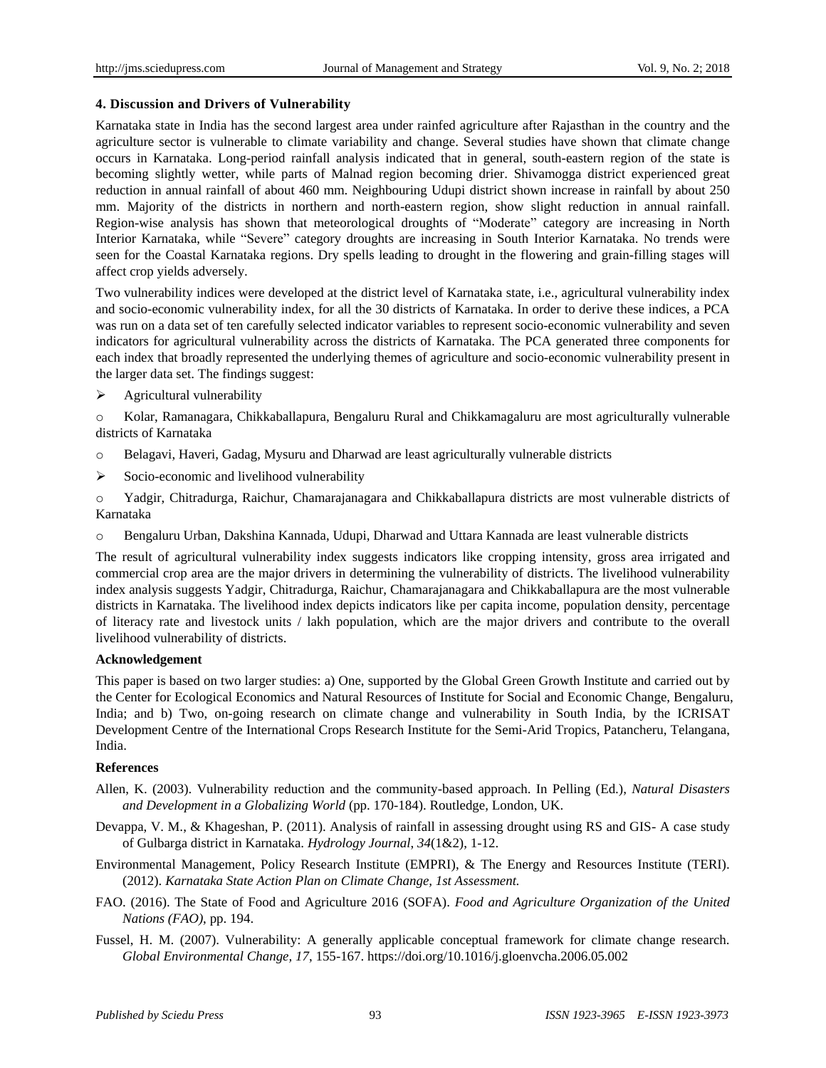## 4. Discussion and Drivers of Vulnerability

Karnataka state in India has the second largest area under rainfed agriculture after Rajasthan in the country and the agriculture sector is vulnerable to climate variability and change. Several studies have shown that climate change occurs in Karnataka. Long-period rainfall analysis indicated that in general, south-eastern region of the state is becoming slightly wetter, while parts of Malnad region becoming drier. Shivamogga district experienced great reduction in annual rainfall of about 460 mm. Neighbouring Udupi district shown increase in rainfall by about 250 mm. Majority of the districts in northern and north-eastern region, show slight reduction in annual rainfall. Region-wise analysis has shown that meteorological droughts of "Moderate" category are increasing in North Interior Karnataka, while "Severe" category droughts are increasing in South Interior Karnataka. No trends were seen for the Coastal Karnataka regions. Dry spells leading to drought in the flowering and grain-filling stages will affect crop yields adversely.

Two vulnerability indices were developed at the district level of Karnataka state, i.e., agricultural vulnerability index and socio-economic vulnerability index, for all the 30 districts of Karnataka. In order to derive these indices, a PCA was run on a data set of ten carefully selected indicator variables to represent socio-economic vulnerability and seven indicators for agricultural vulnerability across the districts of Karnataka. The PCA generated three components for each index that broadly represented the underlying themes of agriculture and socio-economic vulnerability present in the larger data set. The findings suggest:

- Agricultural vulnerability
  - Kolar, Ramanagara, Chikkaballapura, Bengaluru Rural and Chikkamagaluru are most agriculturally vulnerable districts of Karnataka
  - Belagavi, Haveri, Gadag, Mysuru and Dharwad are least agriculturally vulnerable districts
- Socio-economic and livelihood vulnerability
  - Yadgir, Chitradurga, Raichur, Chamarajanagara and Chikkaballapura districts are most vulnerable districts of Karnataka
  - Bengaluru Urban, Dakshina Kannada, Udupi, Dharwad and Uttara Kannada are least vulnerable districts

The result of agricultural vulnerability index suggests indicators like cropping intensity, gross area irrigated and commercial crop area are the major drivers in determining the vulnerability of districts. The livelihood vulnerability index analysis suggests Yadgir, Chitradurga, Raichur, Chamarajanagara and Chikkaballapura are the most vulnerable districts in Karnataka. The livelihood index depicts indicators like per capita income, population density, percentage of literacy rate and livestock units / lakh population, which are the major drivers and contribute to the overall livelihood vulnerability of districts.

### Acknowledgement

This paper is based on two larger studies: a) One, supported by the Global Green Growth Institute and carried out by the Center for Ecological Economics and Natural Resources of Institute for Social and Economic Change, Bengaluru, India; and b) Two, on-going research on climate change and vulnerability in South India, by the ICRISAT Development Centre of the International Crops Research Institute for the Semi-Arid Tropics, Patancheru, Telangana, India.

### References

Allen, K. (2003). Vulnerability reduction and the community-based approach. In Pelling (Ed.), *Natural Disasters and Development in a Globalizing World* (pp. 170-184). Routledge, London, UK.

Devappa, V. M., & Khageshan, P. (2011). Analysis of rainfall in assessing drought using RS and GIS- A case study of Gulbarga district in Karnataka. *Hydrology Journal, 34*(1&2), 1-12.

Environmental Management, Policy Research Institute (EMPRI), & The Energy and Resources Institute (TERI). (2012). *Karnataka State Action Plan on Climate Change, 1st Assessment.*

FAO. (2016). The State of Food and Agriculture 2016 (SOFA). *Food and Agriculture Organization of the United Nations (FAO)*, pp. 194.

Fussel, H. M. (2007). Vulnerability: A generally applicable conceptual framework for climate change research. *Global Environmental Change, 17*, 155-167. https://doi.org/10.1016/j.gloenvcha.2006.05.002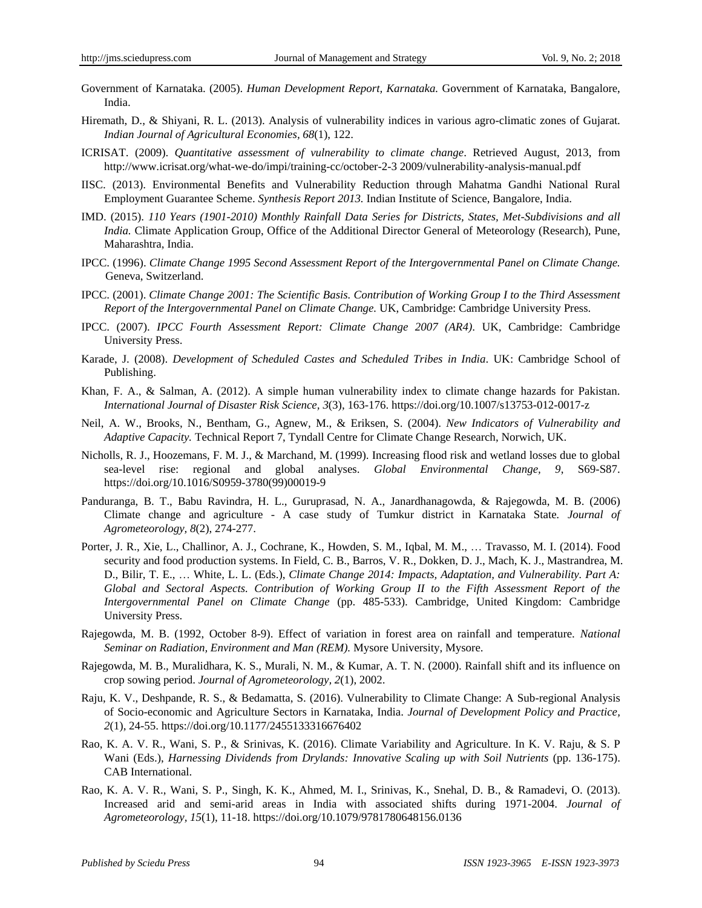Government of Karnataka. (2005). *Human Development Report, Karnataka.* Government of Karnataka, Bangalore, India.

Hiremath, D., & Shiyani, R. L. (2013). Analysis of vulnerability indices in various agro-climatic zones of Gujarat. *Indian Journal of Agricultural Economies, 68*(1), 122.

ICRISAT. (2009). *Quantitative assessment of vulnerability to climate change*. Retrieved August, 2013, from http://www.icrisat.org/what-we-do/impi/training-cc/october-2-3 2009/vulnerability-analysis-manual.pdf

IISC. (2013). Environmental Benefits and Vulnerability Reduction through Mahatma Gandhi National Rural Employment Guarantee Scheme. *Synthesis Report 2013.* Indian Institute of Science, Bangalore, India.

IMD. (2015). *110 Years (1901-2010) Monthly Rainfall Data Series for Districts, States, Met-Subdivisions and all India.* Climate Application Group, Office of the Additional Director General of Meteorology (Research), Pune, Maharashtra, India.

IPCC. (1996). *Climate Change 1995 Second Assessment Report of the Intergovernmental Panel on Climate Change.* Geneva, Switzerland.

IPCC. (2001). *Climate Change 2001: The Scientific Basis. Contribution of Working Group I to the Third Assessment Report of the Intergovernmental Panel on Climate Change.* UK, Cambridge: Cambridge University Press.

IPCC. (2007). *IPCC Fourth Assessment Report: Climate Change 2007 (AR4)*. UK, Cambridge: Cambridge University Press.

Karade, J. (2008). *Development of Scheduled Castes and Scheduled Tribes in India*. UK: Cambridge School of Publishing.

Khan, F. A., & Salman, A. (2012). A simple human vulnerability index to climate change hazards for Pakistan. *International Journal of Disaster Risk Science, 3*(3), 163-176. https://doi.org/10.1007/s13753-012-0017-z

Neil, A. W., Brooks, N., Bentham, G., Agnew, M., & Eriksen, S. (2004). *New Indicators of Vulnerability and Adaptive Capacity.* Technical Report 7, Tyndall Centre for Climate Change Research, Norwich, UK.

Nicholls, R. J., Hoozemans, F. M. J., & Marchand, M. (1999). Increasing flood risk and wetland losses due to global sea-level rise: regional and global analyses. *Global Environmental Change, 9*, S69-S87. https://doi.org/10.1016/S0959-3780(99)00019-9

Panduranga, B. T., Babu Ravindra, H. L., Guruprasad, N. A., Janardhanagowda, & Rajegowda, M. B. (2006) Climate change and agriculture - A case study of Tumkur district in Karnataka State. *Journal of Agrometeorology, 8*(2), 274-277.

Porter, J. R., Xie, L., Challinor, A. J., Cochrane, K., Howden, S. M., Iqbal, M. M., … Travasso, M. I. (2014). Food security and food production systems. In Field, C. B., Barros, V. R., Dokken, D. J., Mach, K. J., Mastrandrea, M. D., Bilir, T. E., … White, L. L. (Eds.), *Climate Change 2014: Impacts, Adaptation, and Vulnerability. Part A: Global and Sectoral Aspects. Contribution of Working Group II to the Fifth Assessment Report of the Intergovernmental Panel on Climate Change* (pp. 485-533). Cambridge, United Kingdom: Cambridge University Press.

Rajegowda, M. B. (1992, October 8-9). Effect of variation in forest area on rainfall and temperature. *National Seminar on Radiation, Environment and Man (REM).* Mysore University, Mysore.

Rajegowda, M. B., Muralidhara, K. S., Murali, N. M., & Kumar, A. T. N. (2000). Rainfall shift and its influence on crop sowing period. *Journal of Agrometeorology, 2*(1), 2002.

Raju, K. V., Deshpande, R. S., & Bedamatta, S. (2016). Vulnerability to Climate Change: A Sub-regional Analysis of Socio-economic and Agriculture Sectors in Karnataka, India. *Journal of Development Policy and Practice, 2*(1), 24-55. https://doi.org/10.1177/2455133316676402

Rao, K. A. V. R., Wani, S. P., & Srinivas, K. (2016). Climate Variability and Agriculture. In K. V. Raju, & S. P Wani (Eds.), *Harnessing Dividends from Drylands: Innovative Scaling up with Soil Nutrients* (pp. 136-175). CAB International.

Rao, K. A. V. R., Wani, S. P., Singh, K. K., Ahmed, M. I., Srinivas, K., Snehal, D. B., & Ramadevi, O. (2013). Increased arid and semi-arid areas in India with associated shifts during 1971-2004. *Journal of Agrometeorology, 15*(1), 11-18. https://doi.org/10.1079/9781780648156.0136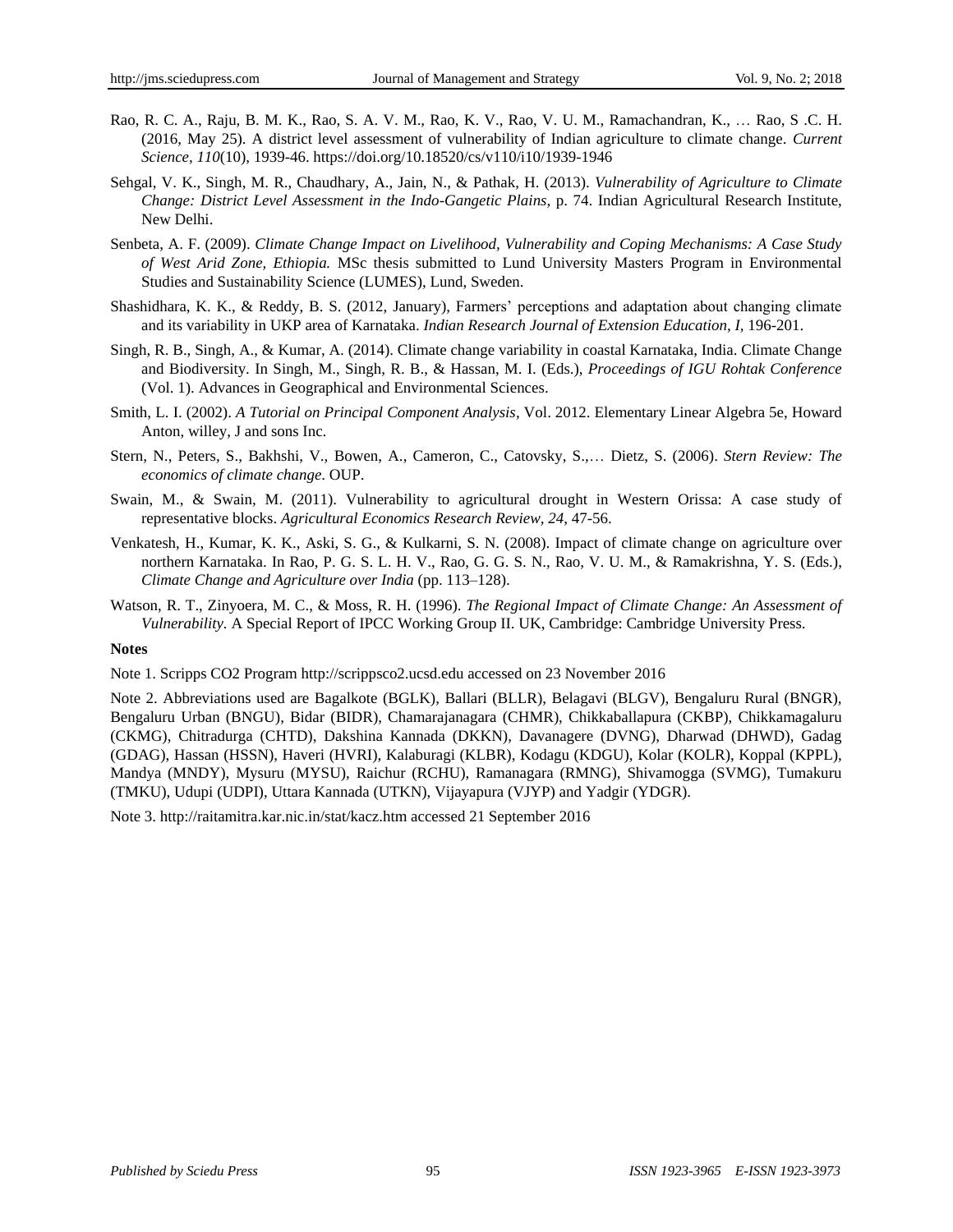Rao, R. C. A., Raju, B. M. K., Rao, S. A. V. M., Rao, K. V., Rao, V. U. M., Ramachandran, K., … Rao, S .C. H. (2016, May 25). A district level assessment of vulnerability of Indian agriculture to climate change. *Current Science, 110*(10), 1939-46. https://doi.org/10.18520/cs/v110/i10/1939-1946

Sehgal, V. K., Singh, M. R., Chaudhary, A., Jain, N., & Pathak, H. (2013). *Vulnerability of Agriculture to Climate Change: District Level Assessment in the Indo-Gangetic Plains,* p. 74. Indian Agricultural Research Institute, New Delhi.

Senbeta, A. F. (2009). *Climate Change Impact on Livelihood, Vulnerability and Coping Mechanisms: A Case Study of West Arid Zone, Ethiopia.* MSc thesis submitted to Lund University Masters Program in Environmental Studies and Sustainability Science (LUMES), Lund, Sweden.

Shashidhara, K. K., & Reddy, B. S. (2012, January), Farmers' perceptions and adaptation about changing climate and its variability in UKP area of Karnataka. *Indian Research Journal of Extension Education, I,* 196-201.

Singh, R. B., Singh, A., & Kumar, A. (2014). Climate change variability in coastal Karnataka, India. Climate Change and Biodiversity. In Singh, M., Singh, R. B., & Hassan, M. I. (Eds.), *Proceedings of IGU Rohtak Conference* (Vol. 1). Advances in Geographical and Environmental Sciences.

Smith, L. I. (2002). *A Tutorial on Principal Component Analysis,* Vol. 2012. Elementary Linear Algebra 5e, Howard Anton, willey, J and sons Inc.

Stern, N., Peters, S., Bakhshi, V., Bowen, A., Cameron, C., Catovsky, S.,… Dietz, S. (2006). *Stern Review: The economics of climate change*. OUP.

Swain, M., & Swain, M. (2011). Vulnerability to agricultural drought in Western Orissa: A case study of representative blocks. *Agricultural Economics Research Review, 24*, 47-56.

Venkatesh, H., Kumar, K. K., Aski, S. G., & Kulkarni, S. N. (2008). Impact of climate change on agriculture over northern Karnataka. In Rao, P. G. S. L. H. V., Rao, G. G. S. N., Rao, V. U. M., & Ramakrishna, Y. S. (Eds.), *Climate Change and Agriculture over India* (pp. 113–128).

Watson, R. T., Zinyoera, M. C., & Moss, R. H. (1996). *The Regional Impact of Climate Change: An Assessment of Vulnerability.* A Special Report of IPCC Working Group II. UK, Cambridge: Cambridge University Press.

**Notes**

Note 1. Scripps CO2 Program http://scrippsco2.ucsd.edu accessed on 23 November 2016

Note 2. Abbreviations used are Bagalkote (BGLK), Ballari (BLLR), Belagavi (BLGV), Bengaluru Rural (BNGR), Bengaluru Urban (BNGU), Bidar (BIDR), Chamarajanagara (CHMR), Chikkaballapura (CKBP), Chikkamagaluru (CKMG), Chitradurga (CHTD), Dakshina Kannada (DKKN), Davanagere (DVNG), Dharwad (DHWD), Gadag (GDAG), Hassan (HSSN), Haveri (HVRI), Kalaburagi (KLBR), Kodagu (KDGU), Kolar (KOLR), Koppal (KPPL), Mandya (MNDY), Mysuru (MYSU), Raichur (RCHU), Ramanagara (RMNG), Shivamogga (SVMG), Tumakuru (TMKU), Udupi (UDPI), Uttara Kannada (UTKN), Vijayapura (VJYP) and Yadgir (YDGR).

Note 3. http://raitamitra.kar.nic.in/stat/kacz.htm accessed 21 September 2016